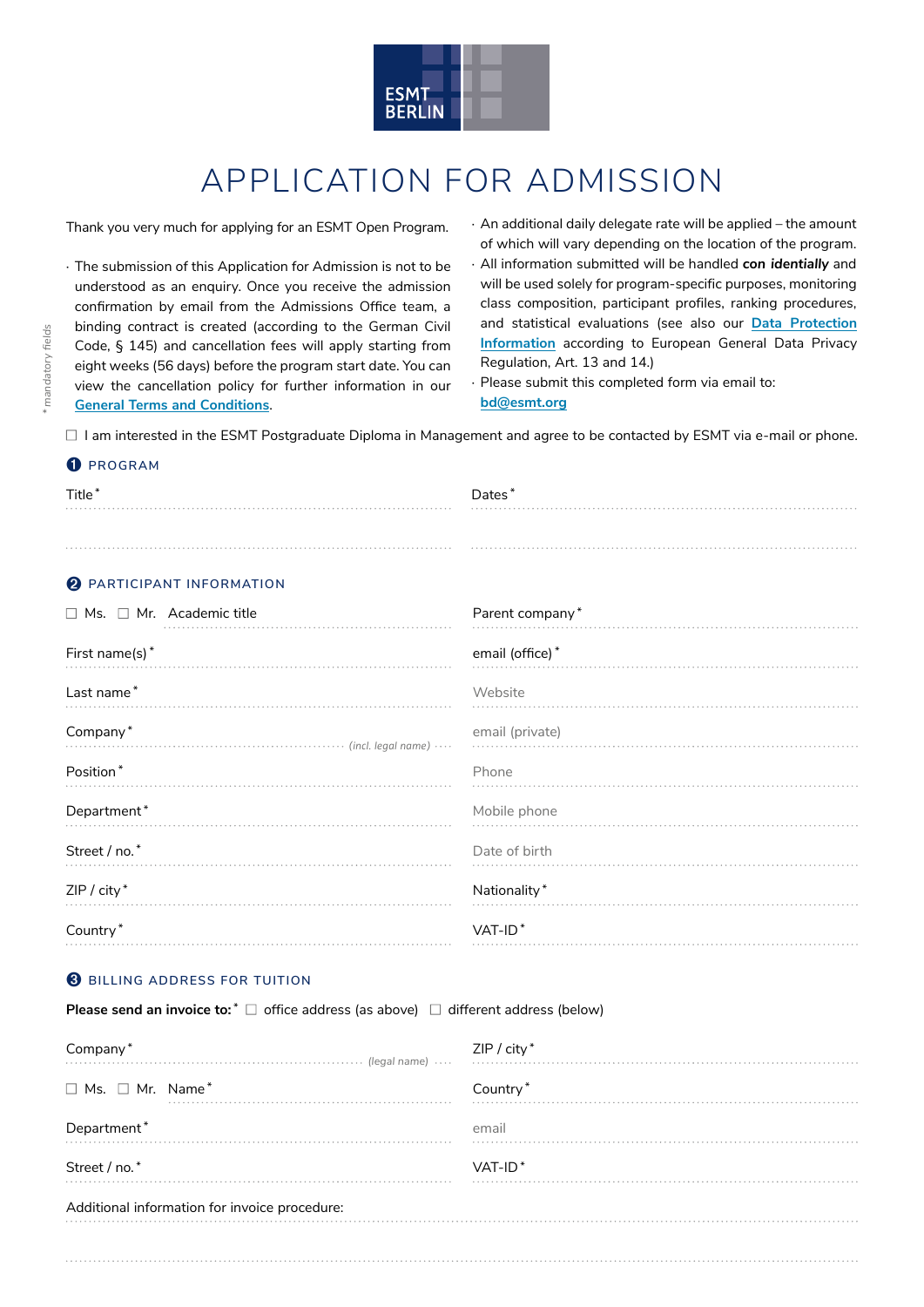ESMT BERLIN

# APPLICATION FOR ADMISSION

Thank you very much for applying for an ESMT Open Program.

- The submission of this Application for Admission is not to be understood as an enquiry. Once you receive the admission confirmation by email from the Admissions Office team, a binding contract is created (according to the German Civil Code, § 145) and cancellation fees will apply starting from eight weeks (56 days) before the program start date. You can view the cancellation policy for further information in our [General Terms and Conditions](General Terms and Conditions).
- An additional daily delegate rate will be applied – the amount of which will vary depending on the location of the program.
- All information submitted will be handled ***con identially*** and will be used solely for program-specific purposes, monitoring class composition, participant profiles, ranking procedures, and statistical evaluations (see also our [Data Protection Information](Data Protection Information) according to European General Data Privacy Regulation, Art. 13 and 14.)
- Please submit this completed form via email to: [bd@esmt.org](mailto:bd@esmt.org)

\* mandatory fields

☐ I am interested in the ESMT Postgraduate Diploma in Management and agree to be contacted by ESMT via e-mail or phone.

## 1 PROGRAM

| | |
|---|---|
| Title* | Dates* |
| | |

## 2 PARTICIPANT INFORMATION

| | |
|---|---|
| ☐ Ms. ☐ Mr. Academic title | Parent company* |
| First name(s)* | email (office)* |
| Last name* | Website |
| Company* *(incl. legal name)* | email (private) |
| Position* | Phone |
| Department* | Mobile phone |
| Street / no.* | Date of birth |
| ZIP / city* | Nationality* |
| Country* | VAT-ID* |

## 3 BILLING ADDRESS FOR TUITION

**Please send an invoice to:*** ☐ office address (as above) ☐ different address (below)

| | |
|---|---|
| Company* *(legal name)* | ZIP / city* |
| ☐ Ms. ☐ Mr. Name* | Country* |
| Department* | email |
| Street / no.* | VAT-ID* |

Additional information for invoice procedure: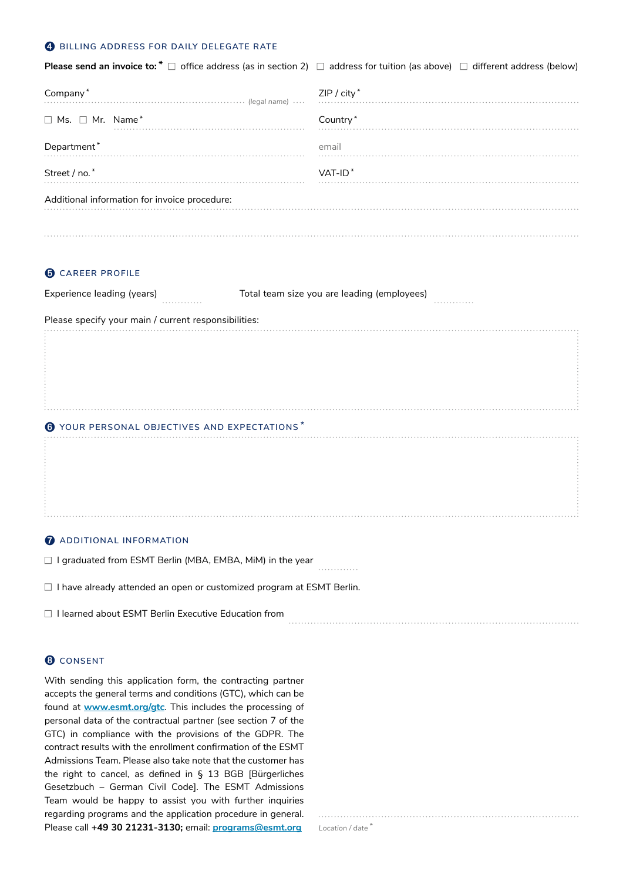## ❹ BILLING ADDRESS FOR DAILY DELEGATE RATE

**Please send an invoice to:*** ☐ office address (as in section 2) ☐ address for tuition (as above) ☐ different address (below)

Company* ........................................ *(legal name)* ....

ZIP / city* ........................................

☐ Ms. ☐ Mr. Name* ........................................

Country* ........................................

Department* ........................................

email ........................................

Street / no.* ........................................

VAT-ID* ........................................

Additional information for invoice procedure: ........................................

........................................

## ❺ CAREER PROFILE

Experience leading (years) ............ Total team size you are leading (employees) ............

Please specify your main / current responsibilities:

........................................

## ❻ YOUR PERSONAL OBJECTIVES AND EXPECTATIONS*

........................................

## ❼ ADDITIONAL INFORMATION

☐ I graduated from ESMT Berlin (MBA, EMBA, MiM) in the year ............

☐ I have already attended an open or customized program at ESMT Berlin.

☐ I learned about ESMT Berlin Executive Education from ........................................

## ❽ CONSENT

With sending this application form, the contracting partner accepts the general terms and conditions (GTC), which can be found at [www.esmt.org/gtc](www.esmt.org/gtc). This includes the processing of personal data of the contractual partner (see section 7 of the GTC) in compliance with the provisions of the GDPR. The contract results with the enrollment confirmation of the ESMT Admissions Team. Please also take note that the customer has the right to cancel, as defined in § 13 BGB [Bürgerliches Gesetzbuch – German Civil Code]. The ESMT Admissions Team would be happy to assist you with further inquiries regarding programs and the application procedure in general. Please call **+49 30 21231-3130;** email: [programs@esmt.org](mailto:programs@esmt.org)

........................................

Location / date*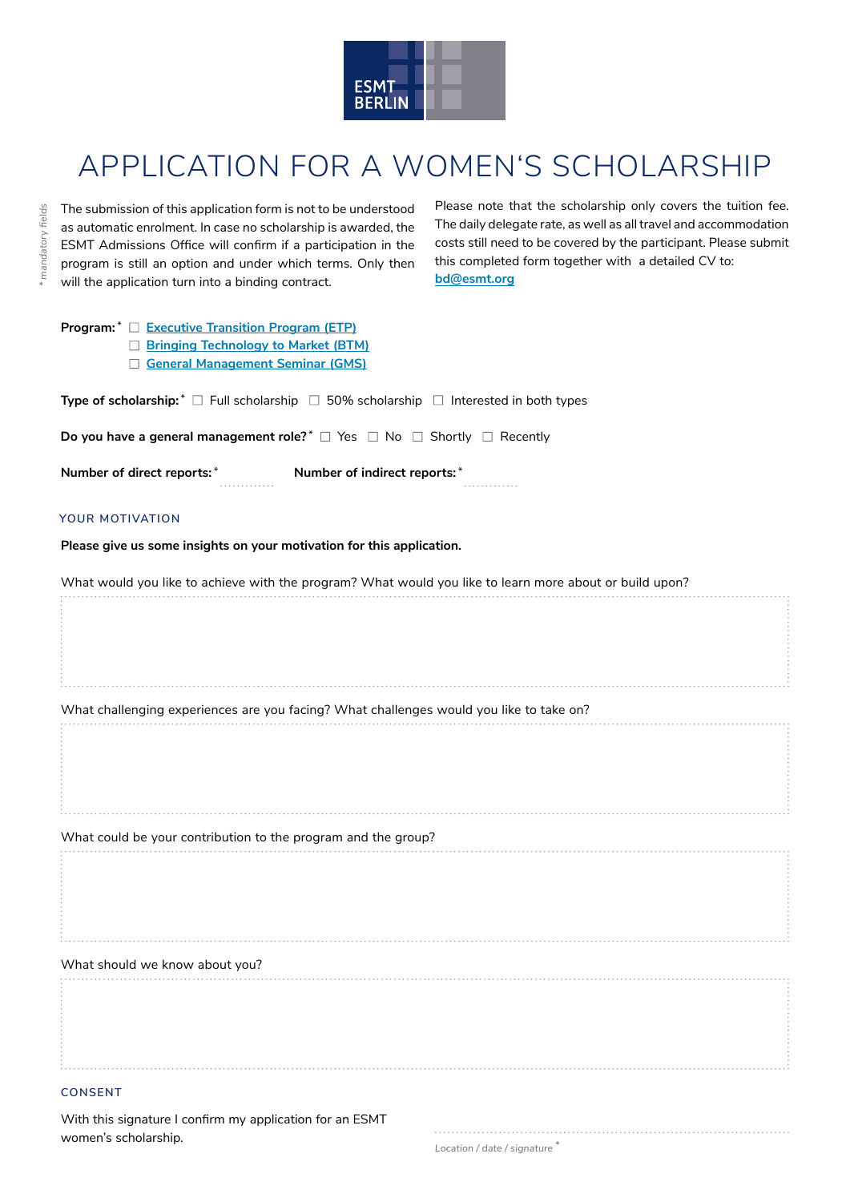ESMT BERLIN

# APPLICATION FOR A WOMEN'S SCHOLARSHIP

\* mandatory fields

The submission of this application form is not to be understood as automatic enrolment. In case no scholarship is awarded, the ESMT Admissions Office will confirm if a participation in the program is still an option and under which terms. Only then will the application turn into a binding contract.

Please note that the scholarship only covers the tuition fee. The daily delegate rate, as well as all travel and accommodation costs still need to be covered by the participant. Please submit this completed form together with a detailed CV to: bd@esmt.org

**Program:*** ☐ Executive Transition Program (ETP)
☐ Bringing Technology to Market (BTM)
☐ General Management Seminar (GMS)

**Type of scholarship:*** ☐ Full scholarship ☐ 50% scholarship ☐ Interested in both types

**Do you have a general management role?*** ☐ Yes ☐ No ☐ Shortly ☐ Recently

**Number of direct reports:*** ............ **Number of indirect reports:*** ............

## YOUR MOTIVATION

**Please give us some insights on your motivation for this application.**

What would you like to achieve with the program? What would you like to learn more about or build upon?

What challenging experiences are you facing? What challenges would you like to take on?

What could be your contribution to the program and the group?

What should we know about you?

## CONSENT

With this signature I confirm my application for an ESMT women's scholarship.

Location / date / signature *